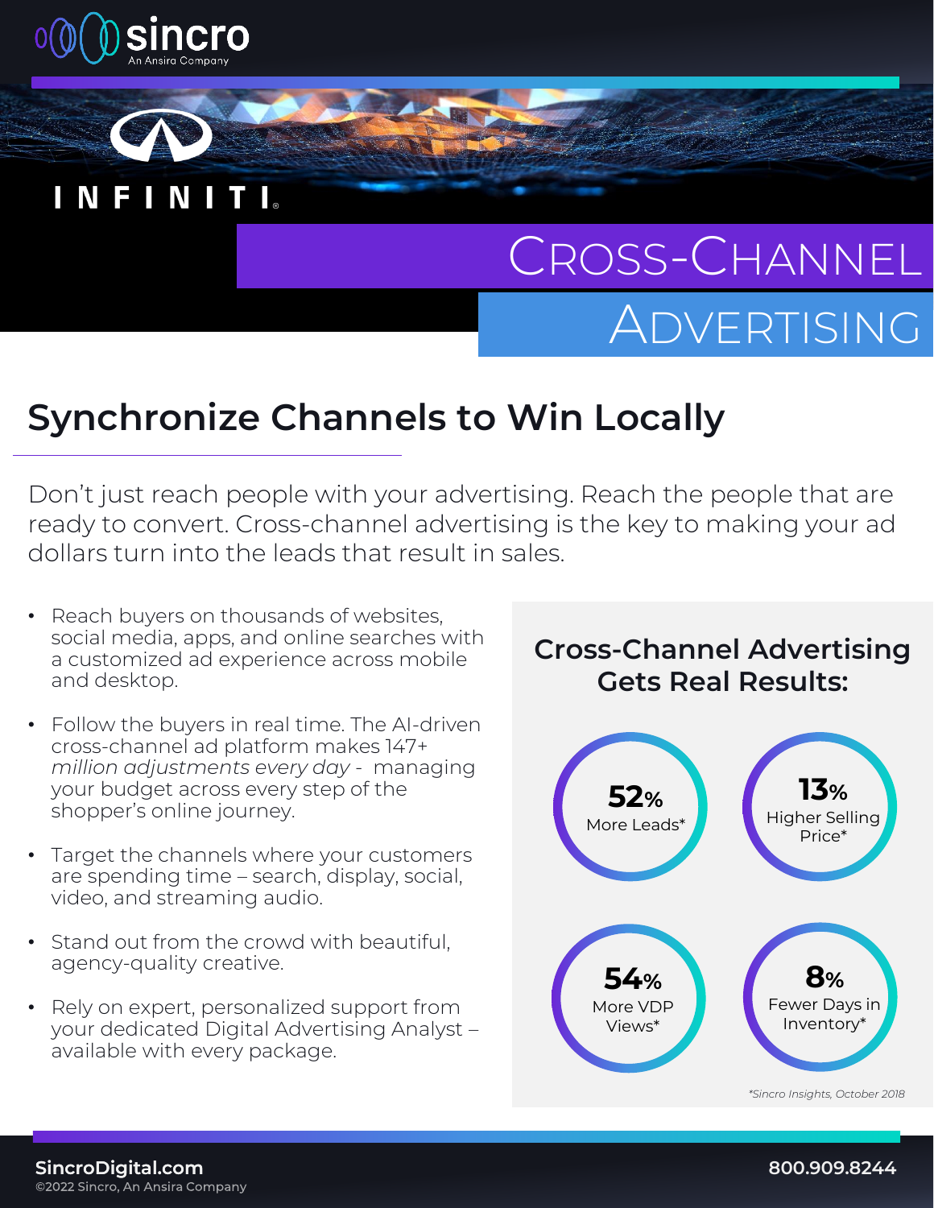sincro
An Ansira Company

INFINITI

# Cross-Channel Advertising

## Synchronize Channels to Win Locally

Don't just reach people with your advertising. Reach the people that are ready to convert. Cross-channel advertising is the key to making your ad dollars turn into the leads that result in sales.

- Reach buyers on thousands of websites, social media, apps, and online searches with a customized ad experience across mobile and desktop.
- Follow the buyers in real time. The AI-driven cross-channel ad platform makes 147+ *million adjustments every day* - managing your budget across every step of the shopper's online journey.
- Target the channels where your customers are spending time – search, display, social, video, and streaming audio.
- Stand out from the crowd with beautiful, agency-quality creative.
- Rely on expert, personalized support from your dedicated Digital Advertising Analyst – available with every package.

### Cross-Channel Advertising Gets Real Results:

- **52%** More Leads*
- **13%** Higher Selling Price*
- **54%** More VDP Views*
- **8%** Fewer Days in Inventory*

*Sincro Insights, October 2018*

**SincroDigital.com**
©2022 Sincro, An Ansira Company

**800.909.8244**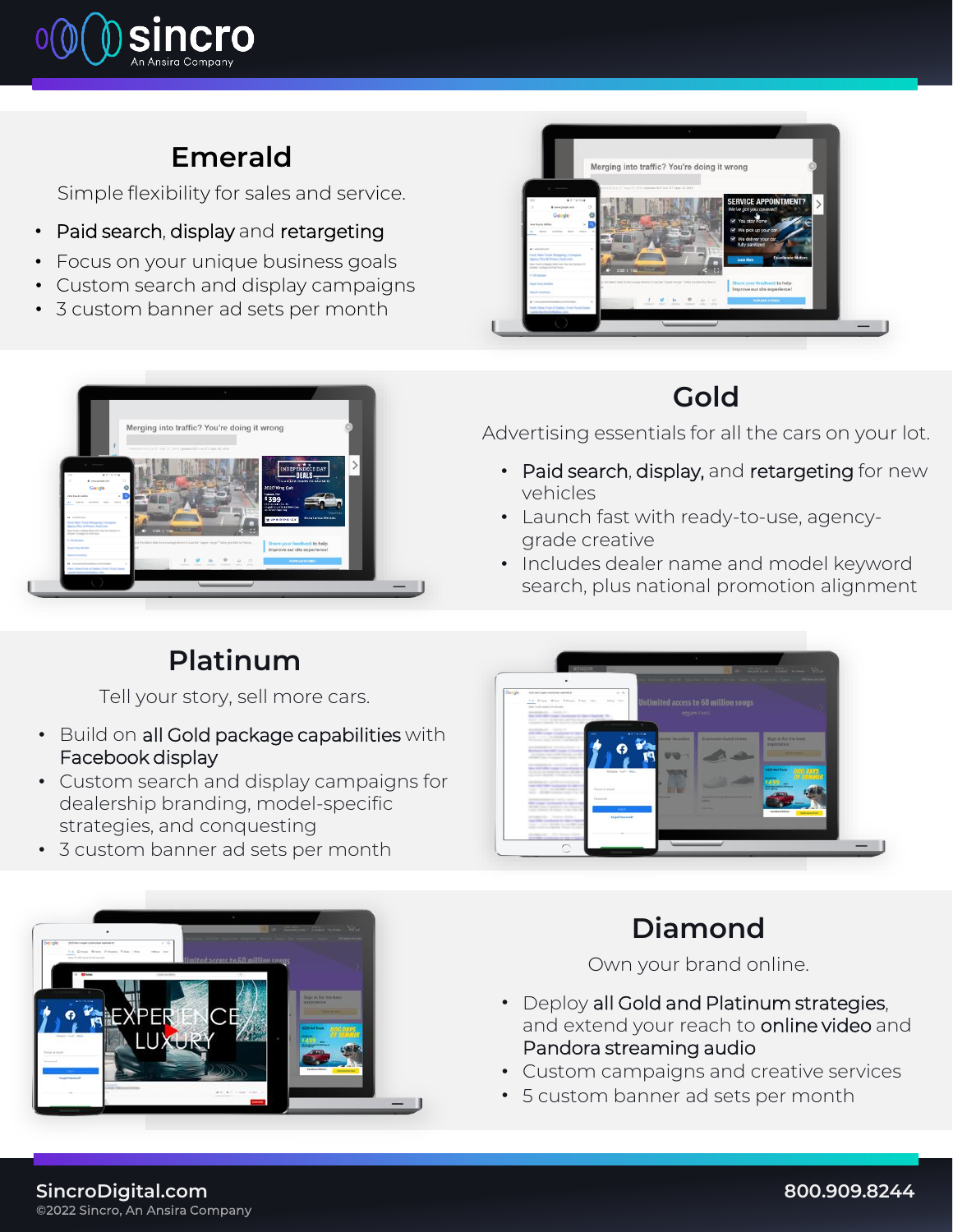# Emerald

Simple flexibility for sales and service.

- Paid search, display and retargeting
- Focus on your unique business goals
- Custom search and display campaigns
- 3 custom banner ad sets per month

# Gold

Advertising essentials for all the cars on your lot.

- Paid search, display, and retargeting for new vehicles
- Launch fast with ready-to-use, agency-grade creative
- Includes dealer name and model keyword search, plus national promotion alignment

# Platinum

Tell your story, sell more cars.

- Build on all Gold package capabilities with Facebook display
- Custom search and display campaigns for dealership branding, model-specific strategies, and conquesting
- 3 custom banner ad sets per month

# Diamond

Own your brand online.

- Deploy all Gold and Platinum strategies, and extend your reach to online video and Pandora streaming audio
- Custom campaigns and creative services
- 5 custom banner ad sets per month

SincroDigital.com

©2022 Sincro, An Ansira Company

800.909.8244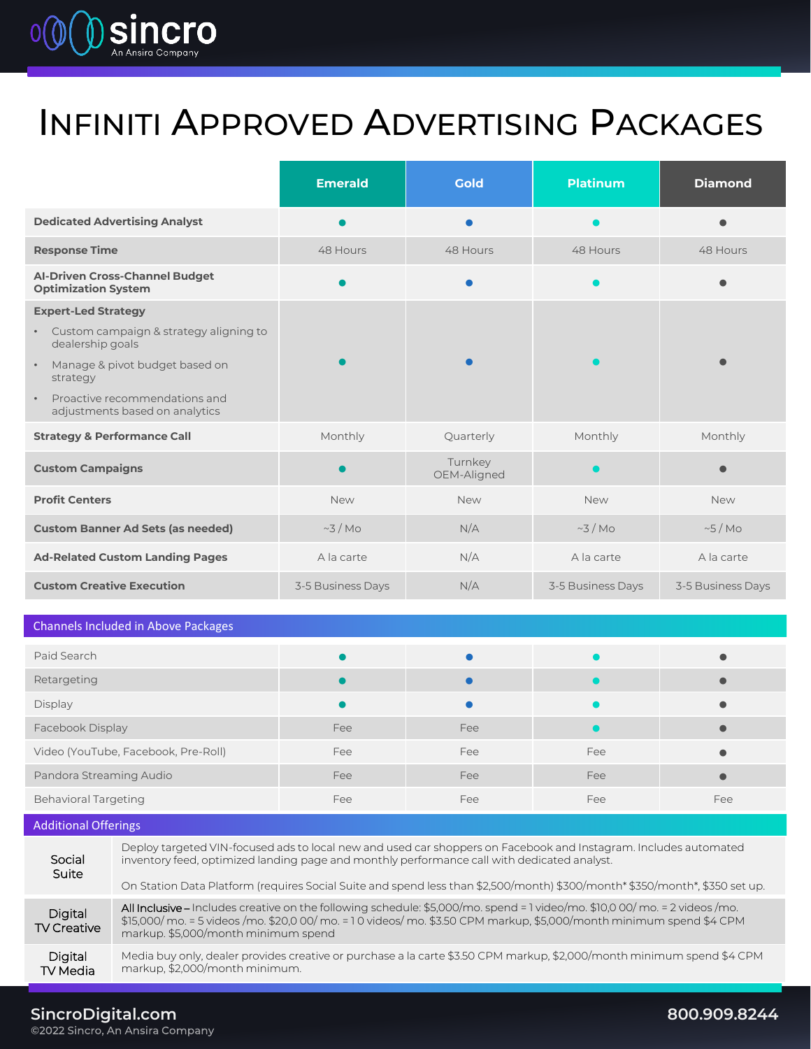# Infiniti Approved Advertising Packages

| | Emerald | Gold | Platinum | Diamond |
|---|---|---|---|---|
| **Dedicated Advertising Analyst** | ● | ● | ● | ● |
| **Response Time** | 48 Hours | 48 Hours | 48 Hours | 48 Hours |
| **AI-Driven Cross-Channel Budget Optimization System** | ● | ● | ● | ● |
| **Expert-Led Strategy**<br>• Custom campaign & strategy aligning to dealership goals<br>• Manage & pivot budget based on strategy<br>• Proactive recommendations and adjustments based on analytics | ● | ● | ● | ● |
| **Strategy & Performance Call** | Monthly | Quarterly | Monthly | Monthly |
| **Custom Campaigns** | ● | Turnkey OEM-Aligned | ● | ● |
| **Profit Centers** | New | New | New | New |
| **Custom Banner Ad Sets (as needed)** | ~3 / Mo | N/A | ~3 / Mo | ~5 / Mo |
| **Ad-Related Custom Landing Pages** | A la carte | N/A | A la carte | A la carte |
| **Custom Creative Execution** | 3-5 Business Days | N/A | 3-5 Business Days | 3-5 Business Days |
| **Channels Included in Above Packages** | | | | |
| Paid Search | ● | ● | ● | ● |
| Retargeting | ● | ● | ● | ● |
| Display | ● | ● | ● | ● |
| Facebook Display | Fee | Fee | ● | ● |
| Video (YouTube, Facebook, Pre-Roll) | Fee | Fee | Fee | ● |
| Pandora Streaming Audio | Fee | Fee | Fee | ● |
| Behavioral Targeting | Fee | Fee | Fee | Fee |

## Additional Offerings

| | |
|---|---|
| Social Suite | Deploy targeted VIN-focused ads to local new and used car shoppers on Facebook and Instagram. Includes automated inventory feed, optimized landing page and monthly performance call with dedicated analyst.<br><br>On Station Data Platform (requires Social Suite and spend less than $2,500/month) $300/month* $350/month*, $350 set up. |
| Digital TV Creative | **All Inclusive –** Includes creative on the following schedule: $5,000/mo. spend = 1 video/mo. $10,0 00/ mo. = 2 videos /mo. $15,000/ mo. = 5 videos /mo. $20,0 00/ mo. = 1 0 videos/ mo. $3.50 CPM markup, $5,000/month minimum spend $4 CPM markup. $5,000/month minimum spend |
| Digital TV Media | Media buy only, dealer provides creative or purchase a la carte $3.50 CPM markup, $2,000/month minimum spend $4 CPM markup, $2,000/month minimum. |

SincroDigital.com
©2022 Sincro, An Ansira Company
800.909.8244